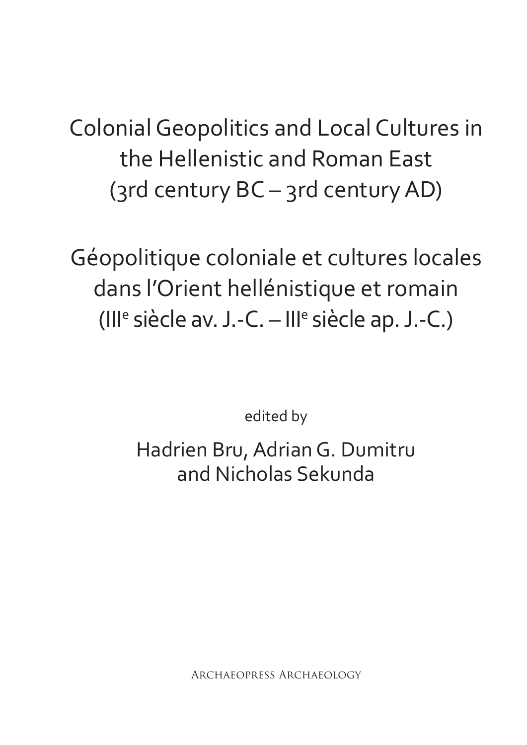# Colonial Geopolitics and Local Cultures in the Hellenistic and Roman East (3rd century BC – 3rd century AD)

# Géopolitique coloniale et cultures locales dans l'Orient hellénistique et romain (III[e] siècle av. J.-C. – III[e] siècle ap. J.-C.)

edited by

Hadrien Bru, Adrian G. Dumitru and Nicholas Sekunda

Archaeopress Archaeology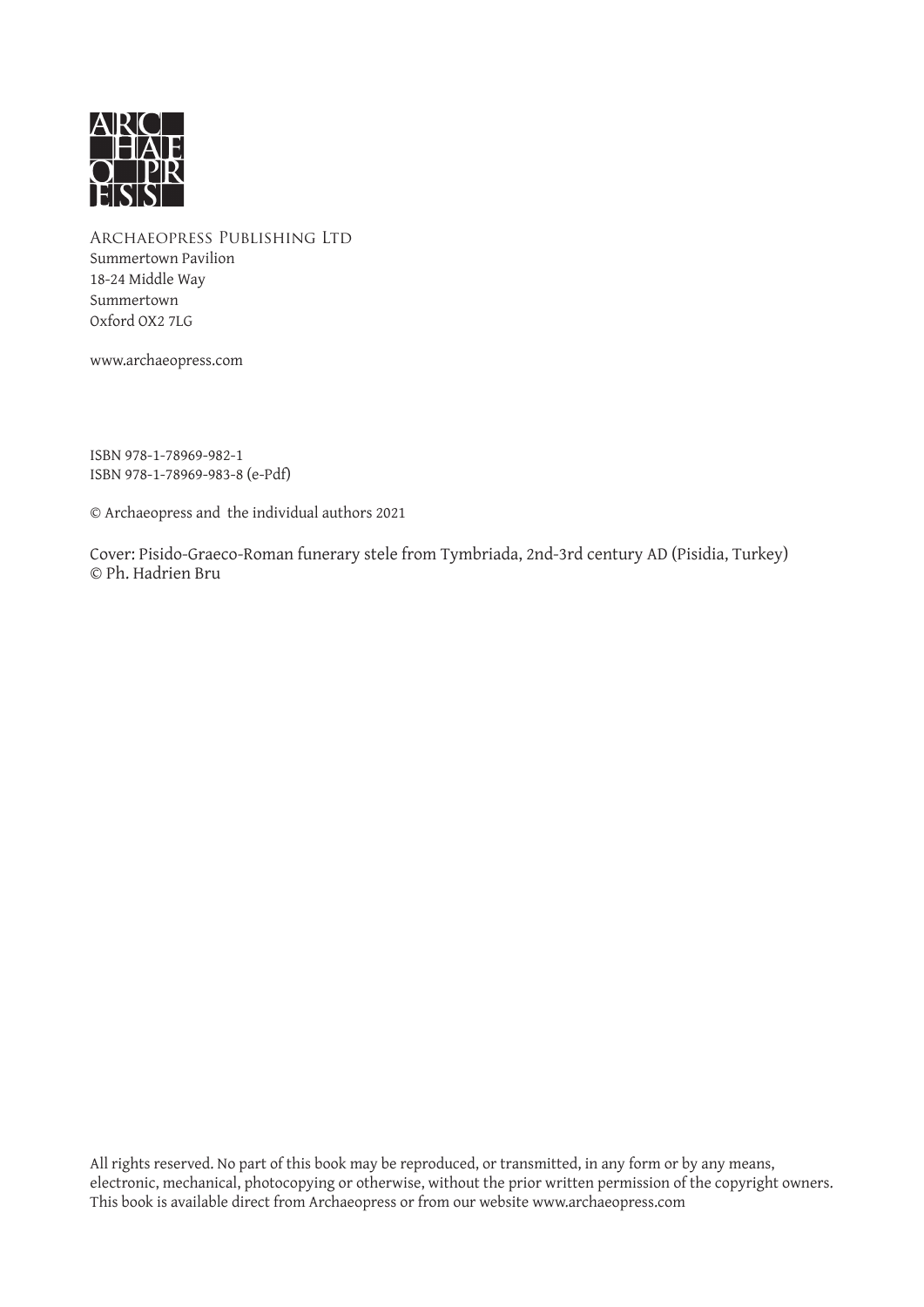ARCHAEOPRESS PUBLISHING LTD
Summertown Pavilion
18-24 Middle Way
Summertown
Oxford OX2 7LG

www.archaeopress.com

ISBN 978-1-78969-982-1
ISBN 978-1-78969-983-8 (e-Pdf)

© Archaeopress and the individual authors 2021

Cover: Pisido-Graeco-Roman funerary stele from Tymbriada, 2nd-3rd century AD (Pisidia, Turkey)
© Ph. Hadrien Bru

All rights reserved. No part of this book may be reproduced, or transmitted, in any form or by any means, electronic, mechanical, photocopying or otherwise, without the prior written permission of the copyright owners.
This book is available direct from Archaeopress or from our website www.archaeopress.com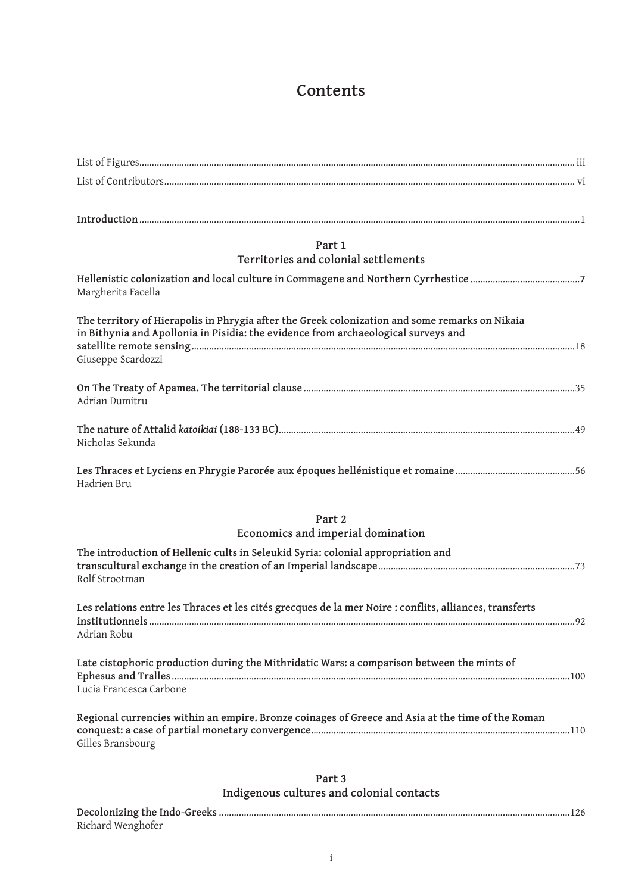# Contents

List of Figures ... iii
List of Contributors ... vi

**Introduction** ... 1

## Part 1
## Territories and colonial settlements

**Hellenistic colonization and local culture in Commagene and Northern Cyrrhestice** ... 7
Margherita Facella

**The territory of Hierapolis in Phrygia after the Greek colonization and some remarks on Nikaia in Bithynia and Apollonia in Pisidia: the evidence from archaeological surveys and satellite remote sensing** ... 18
Giuseppe Scardozzi

**On The Treaty of Apamea. The territorial clause** ... 35
Adrian Dumitru

**The nature of Attalid *katoikiai* (188-133 BC)** ... 49
Nicholas Sekunda

**Les Thraces et Lyciens en Phrygie Parorée aux époques hellénistique et romaine** ... 56
Hadrien Bru

## Part 2
## Economics and imperial domination

**The introduction of Hellenic cults in Seleukid Syria: colonial appropriation and transcultural exchange in the creation of an Imperial landscape** ... 73
Rolf Strootman

**Les relations entre les Thraces et les cités grecques de la mer Noire : conflits, alliances, transferts institutionnels** ... 92
Adrian Robu

**Late cistophoric production during the Mithridatic Wars: a comparison between the mints of Ephesus and Tralles** ... 100
Lucia Francesca Carbone

**Regional currencies within an empire. Bronze coinages of Greece and Asia at the time of the Roman conquest: a case of partial monetary convergence** ... 110
Gilles Bransbourg

## Part 3
## Indigenous cultures and colonial contacts

**Decolonizing the Indo-Greeks** ... 126
Richard Wenghofer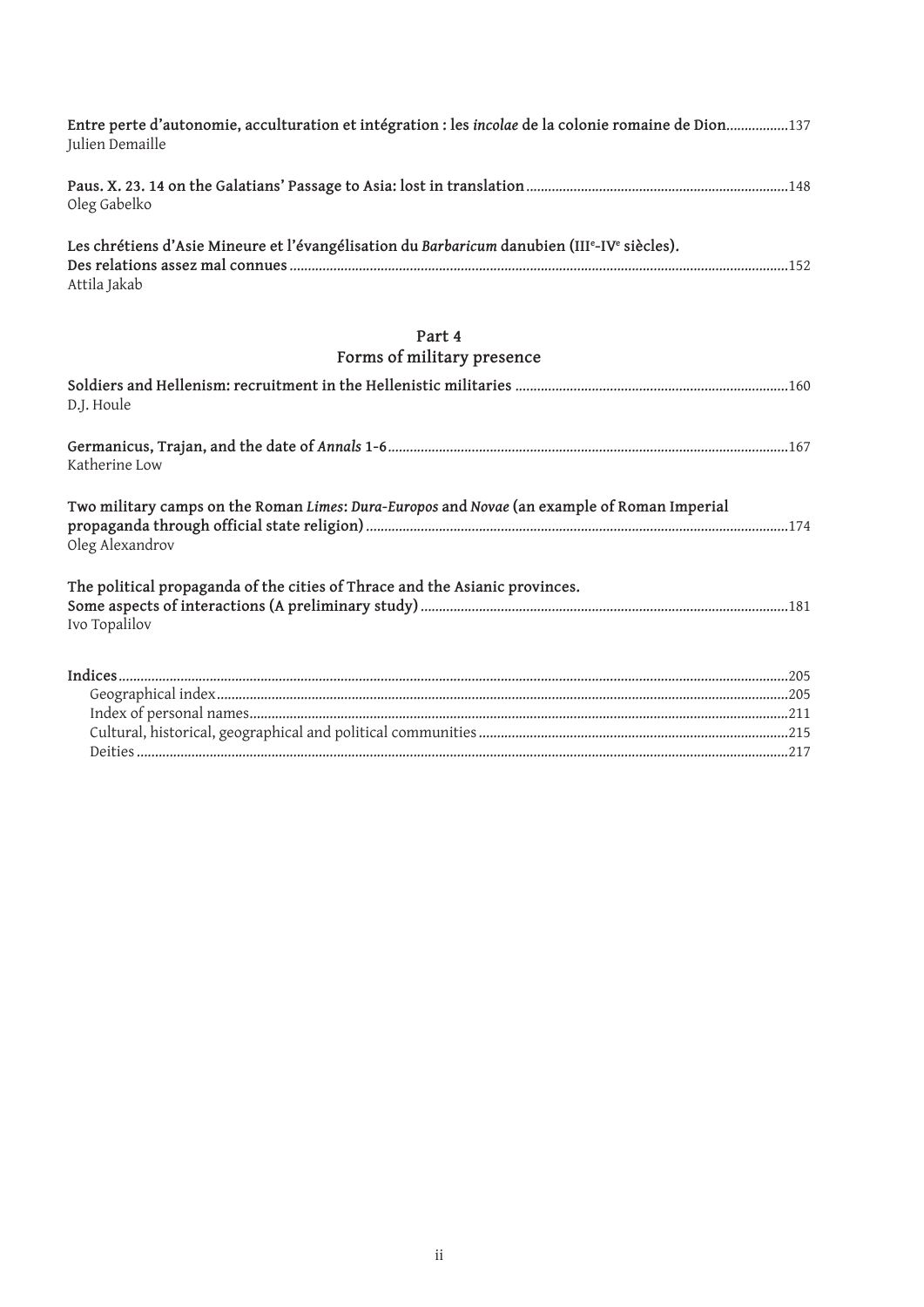**Entre perte d'autonomie, acculturation et intégration : les *incolae* de la colonie romaine de Dion**................137
Julien Demaille

**Paus. X. 23. 14 on the Galatians' Passage to Asia: lost in translation**........................................................................148
Oleg Gabelko

**Les chrétiens d'Asie Mineure et l'évangélisation du *Barbaricum* danubien (III^e^-IV^e^ siècles). Des relations assez mal connues**..........................................................................................................................................152
Attila Jakab

## Part 4
## Forms of military presence

**Soldiers and Hellenism: recruitment in the Hellenistic militaries** ............................................................................160
D.J. Houle

**Germanicus, Trajan, and the date of *Annals* 1-6**..............................................................................................................167
Katherine Low

**Two military camps on the Roman *Limes*: *Dura-Europos* and *Novae* (an example of Roman Imperial propaganda through official state religion)**..................................................................................................................174
Oleg Alexandrov

**The political propaganda of the cities of Thrace and the Asianic provinces. Some aspects of interactions (A preliminary study)**....................................................................................................181
Ivo Topalilov

**Indices**....................................................................................................................................................................................205
- Geographical index.............................................................................................................................................205
- Index of personal names.....................................................................................................................................211
- Cultural, historical, geographical and political communities.........................................................................215
- Deities ...................................................................................................................................................................217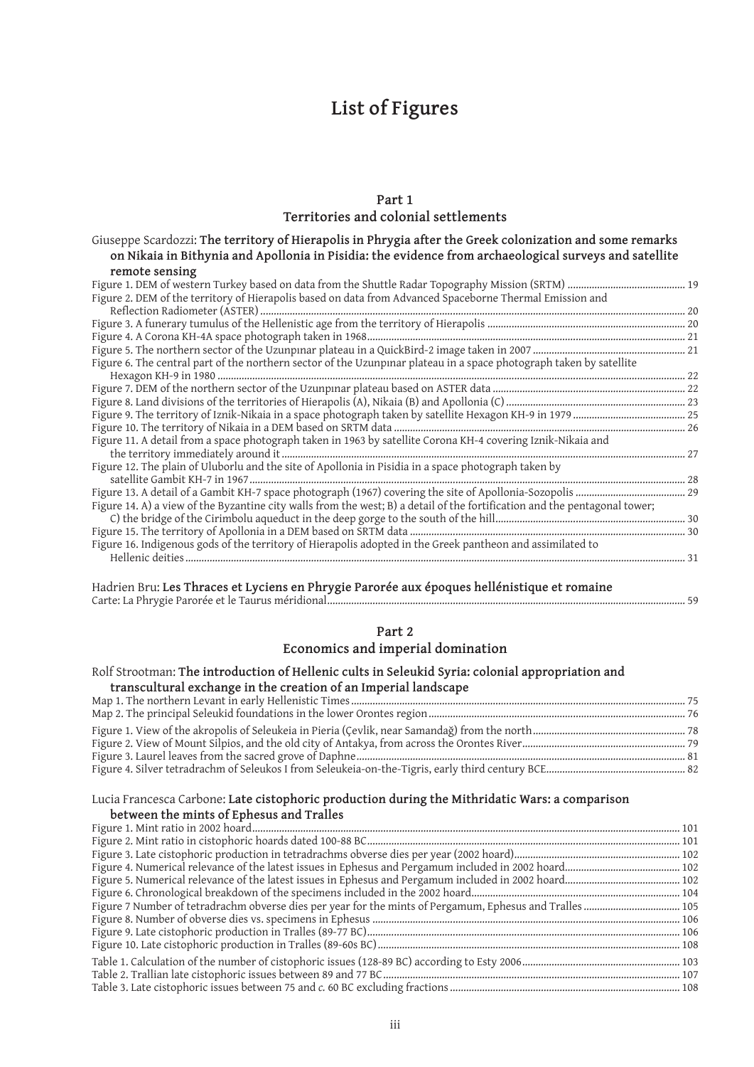# List of Figures

## Part 1
## Territories and colonial settlements

Giuseppe Scardozzi: **The territory of Hierapolis in Phrygia after the Greek colonization and some remarks on Nikaia in Bithynia and Apollonia in Pisidia: the evidence from archaeological surveys and satellite remote sensing**

Figure 1. DEM of western Turkey based on data from the Shuttle Radar Topography Mission (SRTM) ... 19
Figure 2. DEM of the territory of Hierapolis based on data from Advanced Spaceborne Thermal Emission and Reflection Radiometer (ASTER) ... 20
Figure 3. A funerary tumulus of the Hellenistic age from the territory of Hierapolis ... 20
Figure 4. A Corona KH-4A space photograph taken in 1968 ... 21
Figure 5. The northern sector of the Uzunpınar plateau in a QuickBird-2 image taken in 2007 ... 21
Figure 6. The central part of the northern sector of the Uzunpınar plateau in a space photograph taken by satellite Hexagon KH-9 in 1980 ... 22
Figure 7. DEM of the northern sector of the Uzunpınar plateau based on ASTER data ... 22
Figure 8. Land divisions of the territories of Hierapolis (A), Nikaia (B) and Apollonia (C) ... 23
Figure 9. The territory of Iznik-Nikaia in a space photograph taken by satellite Hexagon KH-9 in 1979 ... 25
Figure 10. The territory of Nikaia in a DEM based on SRTM data ... 26
Figure 11. A detail from a space photograph taken in 1963 by satellite Corona KH-4 covering Iznik-Nikaia and the territory immediately around it ... 27
Figure 12. The plain of Uluborlu and the site of Apollonia in Pisidia in a space photograph taken by satellite Gambit KH-7 in 1967 ... 28
Figure 13. A detail of a Gambit KH-7 space photograph (1967) covering the site of Apollonia-Sozopolis ... 29
Figure 14. A) a view of the Byzantine city walls from the west; B) a detail of the fortification and the pentagonal tower; C) the bridge of the Cirimbolu aqueduct in the deep gorge to the south of the hill ... 30
Figure 15. The territory of Apollonia in a DEM based on SRTM data ... 30
Figure 16. Indigenous gods of the territory of Hierapolis adopted in the Greek pantheon and assimilated to Hellenic deities ... 31

Hadrien Bru: **Les Thraces et Lyciens en Phrygie Parorée aux époques hellénistique et romaine**

Carte: La Phrygie Parorée et le Taurus méridional ... 59

## Part 2
## Economics and imperial domination

Rolf Strootman: **The introduction of Hellenic cults in Seleukid Syria: colonial appropriation and transcultural exchange in the creation of an Imperial landscape**

Map 1. The northern Levant in early Hellenistic Times ... 75
Map 2. The principal Seleukid foundations in the lower Orontes region ... 76

Figure 1. View of the akropolis of Seleukeia in Pieria (Çevlik, near Samandağ) from the north ... 78
Figure 2. View of Mount Silpios, and the old city of Antakya, from across the Orontes River ... 79
Figure 3. Laurel leaves from the sacred grove of Daphne ... 81
Figure 4. Silver tetradrachm of Seleukos I from Seleukeia-on-the-Tigris, early third century BCE ... 82

Lucia Francesca Carbone: **Late cistophoric production during the Mithridatic Wars: a comparison between the mints of Ephesus and Tralles**

Figure 1. Mint ratio in 2002 hoard ... 101
Figure 2. Mint ratio in cistophoric hoards dated 100-88 BC ... 101
Figure 3. Late cistophoric production in tetradrachms obverse dies per year (2002 hoard) ... 102
Figure 4. Numerical relevance of the latest issues in Ephesus and Pergamum included in 2002 hoard ... 102
Figure 5. Numerical relevance of the latest issues in Ephesus and Pergamum included in 2002 hoard ... 102
Figure 6. Chronological breakdown of the specimens included in the 2002 hoard ... 104
Figure 7 Number of tetradrachm obverse dies per year for the mints of Pergamum, Ephesus and Tralles ... 105
Figure 8. Number of obverse dies vs. specimens in Ephesus ... 106
Figure 9. Late cistophoric production in Tralles (89-77 BC) ... 106
Figure 10. Late cistophoric production in Tralles (89-60s BC) ... 108

Table 1. Calculation of the number of cistophoric issues (128-89 BC) according to Esty 2006 ... 103
Table 2. Trallian late cistophoric issues between 89 and 77 BC ... 107
Table 3. Late cistophoric issues between 75 and *c.* 60 BC excluding fractions ... 108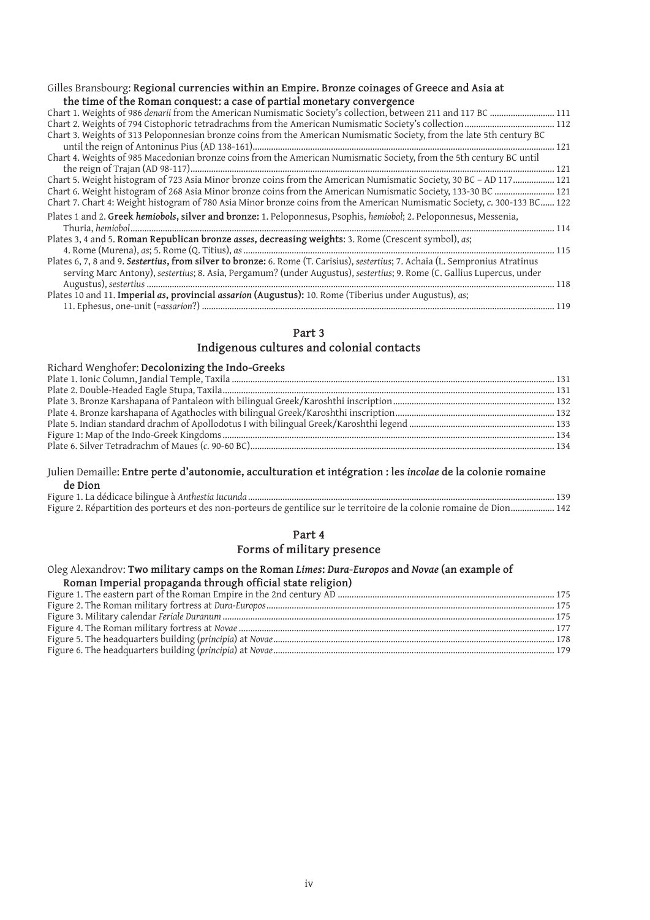Gilles Bransbourg: **Regional currencies within an Empire. Bronze coinages of Greece and Asia at the time of the Roman conquest: a case of partial monetary convergence**

Chart 1. Weights of 986 *denarii* from the American Numismatic Society's collection, between 211 and 117 BC ........................... 111
Chart 2. Weights of 794 Cistophoric tetradrachms from the American Numismatic Society's collection ....................................... 112
Chart 3. Weights of 313 Peloponnesian bronze coins from the American Numismatic Society, from the late 5th century BC until the reign of Antoninus Pius (AD 138-161)................................................................................................................................. 121
Chart 4. Weights of 985 Macedonian bronze coins from the American Numismatic Society, from the 5th century BC until the reign of Trajan (AD 98-117)........................................................................................................................................... 121
Chart 5. Weight histogram of 723 Asia Minor bronze coins from the American Numismatic Society, 30 BC – AD 117.................. 121
Chart 6. Weight histogram of 268 Asia Minor bronze coins from the American Numismatic Society, 133-30 BC .......................... 121
Chart 7. Chart 4: Weight histogram of 780 Asia Minor bronze coins from the American Numismatic Society, *c.* 300-133 BC...... 122
Plates 1 and 2. **Greek *hemiobols*, silver and bronze:** 1. Peloponnesus, Psophis, *hemiobol*; 2. Peloponnesus, Messenia, Thuria, *hemiobol*..................................................................................................................................................................... 114
Plates 3, 4 and 5. **Roman Republican bronze *asses*, decreasing weights**: 3. Rome (Crescent symbol), *as*; 4. Rome (Murena), *as*; 5. Rome (Q. Titius), *as* .............................................................................................................................. 115
Plates 6, 7, 8 and 9. ***Sestertius*, from silver to bronze:** 6. Rome (T. Carisius), *sestertius*; 7. Achaia (L. Sempronius Atratinus serving Marc Antony), *sestertius*; 8. Asia, Pergamum? (under Augustus), *sestertius*; 9. Rome (C. Gallius Lupercus, under Augustus), *sestertius* ............................................................................................................................................................. 118
Plates 10 and 11. **Imperial *as*, provincial *assarion* (Augustus):** 10. Rome (Tiberius under Augustus), *as*; 11. Ephesus, one-unit (=*assarion*?) ........................................................................................................................................ 119

## Part 3
## Indigenous cultures and colonial contacts

Richard Wenghofer: **Decolonizing the Indo-Greeks**

Plate 1. Ionic Column, Jandial Temple, Taxila ........................................................................................................................ 131
Plate 2. Double-Headed Eagle Stupa, Taxila........................................................................................................................... 131
Plate 3. Bronze Karshapana of Pantaleon with bilingual Greek/Karoshthi inscription.............................................................. 132
Plate 4. Bronze karshapana of Agathocles with bilingual Greek/Karoshthi inscription............................................................. 132
Plate 5. Indian standard drachm of Apollodotus I with bilingual Greek/Karoshthi legend ........................................................ 133
Figure 1: Map of the Indo-Greek Kingdoms............................................................................................................................ 134
Plate 6. Silver Tetradrachm of Maues (*c.* 90-60 BC)................................................................................................................ 134

Julien Demaille: **Entre perte d'autonomie, acculturation et intégration : les *incolae* de la colonie romaine de Dion**

Figure 1. La dédicace bilingue à *Anthestia Iucunda* ................................................................................................................. 139
Figure 2. Répartition des porteurs et des non-porteurs de gentilice sur le territoire de la colonie romaine de Dion.................. 142

## Part 4
## Forms of military presence

Oleg Alexandrov: **Two military camps on the Roman *Limes*: *Dura-Europos* and *Novae* (an example of Roman Imperial propaganda through official state religion)**

Figure 1. The eastern part of the Roman Empire in the 2nd century AD ................................................................................. 175
Figure 2. The Roman military fortress at *Dura-Europos*........................................................................................................... 175
Figure 3. Military calendar *Feriale Duranum* ........................................................................................................................... 175
Figure 4. The Roman military fortress at *Novae* ...................................................................................................................... 177
Figure 5. The headquarters building (*principia*) at *Novae*......................................................................................................... 178
Figure 6. The headquarters building (*principia*) at *Novae*......................................................................................................... 179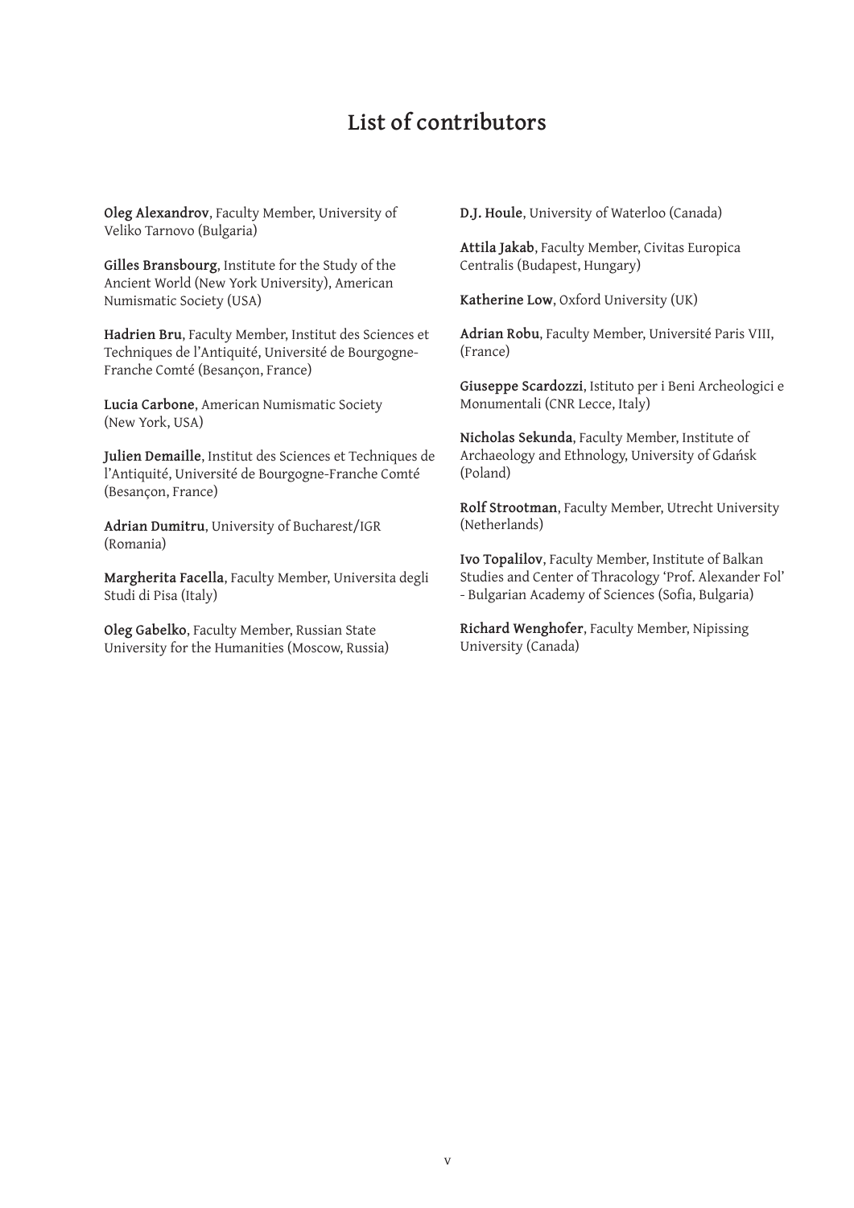# List of contributors

**Oleg Alexandrov**, Faculty Member, University of Veliko Tarnovo (Bulgaria)

**Gilles Bransbourg**, Institute for the Study of the Ancient World (New York University), American Numismatic Society (USA)

**Hadrien Bru**, Faculty Member, Institut des Sciences et Techniques de l'Antiquité, Université de Bourgogne-Franche Comté (Besançon, France)

**Lucia Carbone**, American Numismatic Society (New York, USA)

**Julien Demaille**, Institut des Sciences et Techniques de l'Antiquité, Université de Bourgogne-Franche Comté (Besançon, France)

**Adrian Dumitru**, University of Bucharest/IGR (Romania)

**Margherita Facella**, Faculty Member, Universita degli Studi di Pisa (Italy)

**Oleg Gabelko**, Faculty Member, Russian State University for the Humanities (Moscow, Russia)

**D.J. Houle**, University of Waterloo (Canada)

**Attila Jakab**, Faculty Member, Civitas Europica Centralis (Budapest, Hungary)

**Katherine Low**, Oxford University (UK)

**Adrian Robu**, Faculty Member, Université Paris VIII, (France)

**Giuseppe Scardozzi**, Istituto per i Beni Archeologici e Monumentali (CNR Lecce, Italy)

**Nicholas Sekunda**, Faculty Member, Institute of Archaeology and Ethnology, University of Gdańsk (Poland)

**Rolf Strootman**, Faculty Member, Utrecht University (Netherlands)

**Ivo Topalilov**, Faculty Member, Institute of Balkan Studies and Center of Thracology 'Prof. Alexander Fol' - Bulgarian Academy of Sciences (Sofia, Bulgaria)

**Richard Wenghofer**, Faculty Member, Nipissing University (Canada)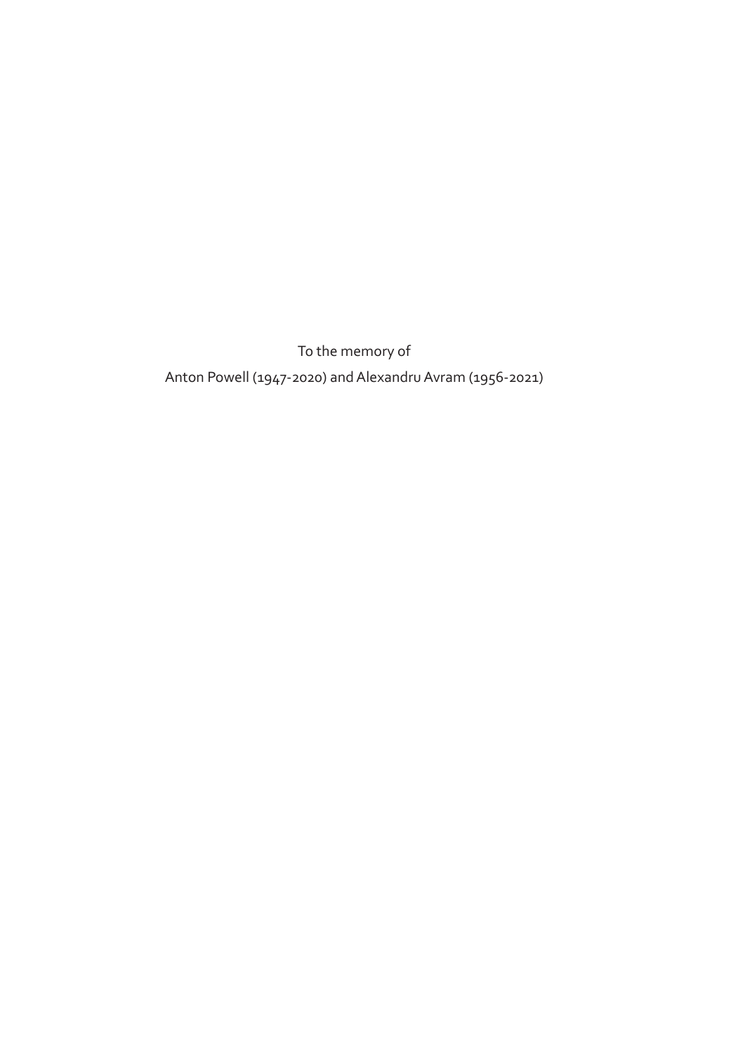To the memory of

Anton Powell (1947-2020) and Alexandru Avram (1956-2021)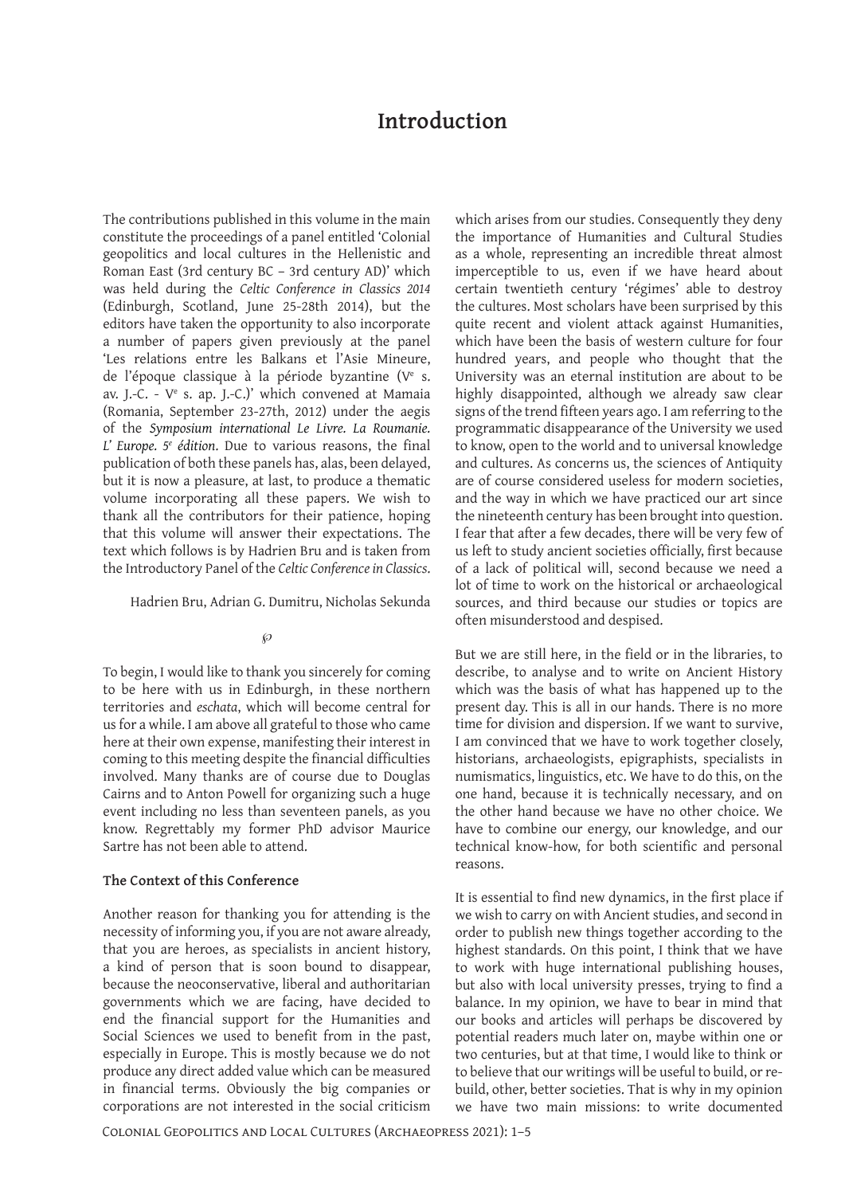# Introduction

The contributions published in this volume in the main constitute the proceedings of a panel entitled 'Colonial geopolitics and local cultures in the Hellenistic and Roman East (3rd century BC – 3rd century AD)' which was held during the *Celtic Conference in Classics 2014* (Edinburgh, Scotland, June 25-28th 2014), but the editors have taken the opportunity to also incorporate a number of papers given previously at the panel 'Les relations entre les Balkans et l'Asie Mineure, de l'époque classique à la période byzantine (V[e] s. av. J.-C. - V[e] s. ap. J.-C.)' which convened at Mamaia (Romania, September 23-27th, 2012) under the aegis of the *Symposium international Le Livre. La Roumanie. L' Europe. 5[e] édition*. Due to various reasons, the final publication of both these panels has, alas, been delayed, but it is now a pleasure, at last, to produce a thematic volume incorporating all these papers. We wish to thank all the contributors for their patience, hoping that this volume will answer their expectations. The text which follows is by Hadrien Bru and is taken from the Introductory Panel of the *Celtic Conference in Classics*.

Hadrien Bru, Adrian G. Dumitru, Nicholas Sekunda

℘

To begin, I would like to thank you sincerely for coming to be here with us in Edinburgh, in these northern territories and *eschata*, which will become central for us for a while. I am above all grateful to those who came here at their own expense, manifesting their interest in coming to this meeting despite the financial difficulties involved. Many thanks are of course due to Douglas Cairns and to Anton Powell for organizing such a huge event including no less than seventeen panels, as you know. Regrettably my former PhD advisor Maurice Sartre has not been able to attend.

### The Context of this Conference

Another reason for thanking you for attending is the necessity of informing you, if you are not aware already, that you are heroes, as specialists in ancient history, a kind of person that is soon bound to disappear, because the neoconservative, liberal and authoritarian governments which we are facing, have decided to end the financial support for the Humanities and Social Sciences we used to benefit from in the past, especially in Europe. This is mostly because we do not produce any direct added value which can be measured in financial terms. Obviously the big companies or corporations are not interested in the social criticism which arises from our studies. Consequently they deny the importance of Humanities and Cultural Studies as a whole, representing an incredible threat almost imperceptible to us, even if we have heard about certain twentieth century 'régimes' able to destroy the cultures. Most scholars have been surprised by this quite recent and violent attack against Humanities, which have been the basis of western culture for four hundred years, and people who thought that the University was an eternal institution are about to be highly disappointed, although we already saw clear signs of the trend fifteen years ago. I am referring to the programmatic disappearance of the University we used to know, open to the world and to universal knowledge and cultures. As concerns us, the sciences of Antiquity are of course considered useless for modern societies, and the way in which we have practiced our art since the nineteenth century has been brought into question. I fear that after a few decades, there will be very few of us left to study ancient societies officially, first because of a lack of political will, second because we need a lot of time to work on the historical or archaeological sources, and third because our studies or topics are often misunderstood and despised.

But we are still here, in the field or in the libraries, to describe, to analyse and to write on Ancient History which was the basis of what has happened up to the present day. This is all in our hands. There is no more time for division and dispersion. If we want to survive, I am convinced that we have to work together closely, historians, archaeologists, epigraphists, specialists in numismatics, linguistics, etc. We have to do this, on the one hand, because it is technically necessary, and on the other hand because we have no other choice. We have to combine our energy, our knowledge, and our technical know-how, for both scientific and personal reasons.

It is essential to find new dynamics, in the first place if we wish to carry on with Ancient studies, and second in order to publish new things together according to the highest standards. On this point, I think that we have to work with huge international publishing houses, but also with local university presses, trying to find a balance. In my opinion, we have to bear in mind that our books and articles will perhaps be discovered by potential readers much later on, maybe within one or two centuries, but at that time, I would like to think or to believe that our writings will be useful to build, or re-build, other, better societies. That is why in my opinion we have two main missions: to write documented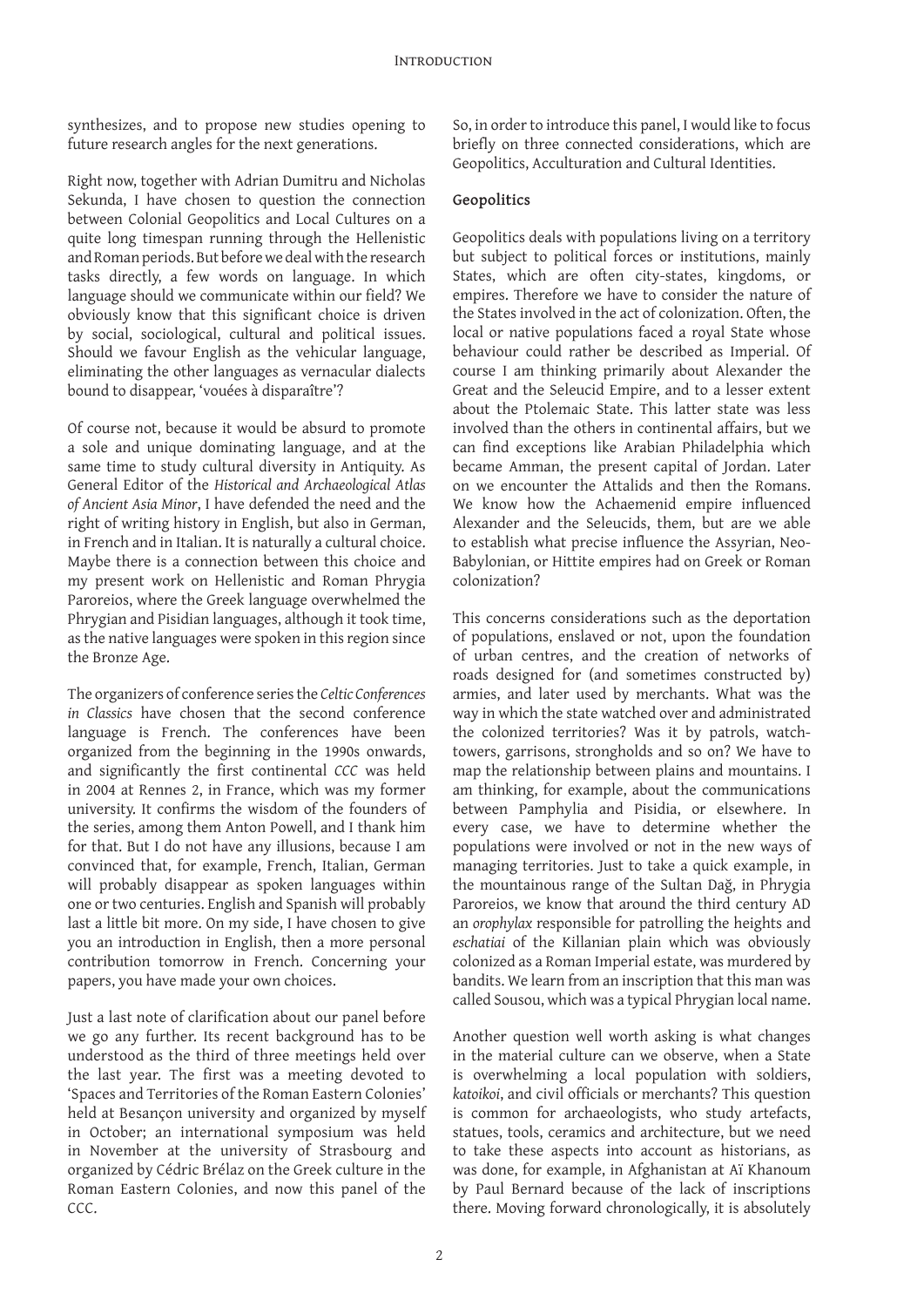synthesizes, and to propose new studies opening to future research angles for the next generations.

Right now, together with Adrian Dumitru and Nicholas Sekunda, I have chosen to question the connection between Colonial Geopolitics and Local Cultures on a quite long timespan running through the Hellenistic and Roman periods. But before we deal with the research tasks directly, a few words on language. In which language should we communicate within our field? We obviously know that this significant choice is driven by social, sociological, cultural and political issues. Should we favour English as the vehicular language, eliminating the other languages as vernacular dialects bound to disappear, 'vouées à disparaître'?

Of course not, because it would be absurd to promote a sole and unique dominating language, and at the same time to study cultural diversity in Antiquity. As General Editor of the *Historical and Archaeological Atlas of Ancient Asia Minor*, I have defended the need and the right of writing history in English, but also in German, in French and in Italian. It is naturally a cultural choice. Maybe there is a connection between this choice and my present work on Hellenistic and Roman Phrygia Paroreios, where the Greek language overwhelmed the Phrygian and Pisidian languages, although it took time, as the native languages were spoken in this region since the Bronze Age.

The organizers of conference series the *Celtic Conferences in Classics* have chosen that the second conference language is French. The conferences have been organized from the beginning in the 1990s onwards, and significantly the first continental *CCC* was held in 2004 at Rennes 2, in France, which was my former university. It confirms the wisdom of the founders of the series, among them Anton Powell, and I thank him for that. But I do not have any illusions, because I am convinced that, for example, French, Italian, German will probably disappear as spoken languages within one or two centuries. English and Spanish will probably last a little bit more. On my side, I have chosen to give you an introduction in English, then a more personal contribution tomorrow in French. Concerning your papers, you have made your own choices.

Just a last note of clarification about our panel before we go any further. Its recent background has to be understood as the third of three meetings held over the last year. The first was a meeting devoted to 'Spaces and Territories of the Roman Eastern Colonies' held at Besançon university and organized by myself in October; an international symposium was held in November at the university of Strasbourg and organized by Cédric Brélaz on the Greek culture in the Roman Eastern Colonies, and now this panel of the CCC.

So, in order to introduce this panel, I would like to focus briefly on three connected considerations, which are Geopolitics, Acculturation and Cultural Identities.

**Geopolitics**

Geopolitics deals with populations living on a territory but subject to political forces or institutions, mainly States, which are often city-states, kingdoms, or empires. Therefore we have to consider the nature of the States involved in the act of colonization. Often, the local or native populations faced a royal State whose behaviour could rather be described as Imperial. Of course I am thinking primarily about Alexander the Great and the Seleucid Empire, and to a lesser extent about the Ptolemaic State. This latter state was less involved than the others in continental affairs, but we can find exceptions like Arabian Philadelphia which became Amman, the present capital of Jordan. Later on we encounter the Attalids and then the Romans. We know how the Achaemenid empire influenced Alexander and the Seleucids, them, but are we able to establish what precise influence the Assyrian, Neo-Babylonian, or Hittite empires had on Greek or Roman colonization?

This concerns considerations such as the deportation of populations, enslaved or not, upon the foundation of urban centres, and the creation of networks of roads designed for (and sometimes constructed by) armies, and later used by merchants. What was the way in which the state watched over and administrated the colonized territories? Was it by patrols, watch-towers, garrisons, strongholds and so on? We have to map the relationship between plains and mountains. I am thinking, for example, about the communications between Pamphylia and Pisidia, or elsewhere. In every case, we have to determine whether the populations were involved or not in the new ways of managing territories. Just to take a quick example, in the mountainous range of the Sultan Dağ, in Phrygia Paroreios, we know that around the third century AD an *orophylax* responsible for patrolling the heights and *eschatiai* of the Killanian plain which was obviously colonized as a Roman Imperial estate, was murdered by bandits. We learn from an inscription that this man was called Sousou, which was a typical Phrygian local name.

Another question well worth asking is what changes in the material culture can we observe, when a State is overwhelming a local population with soldiers, *katoikoi*, and civil officials or merchants? This question is common for archaeologists, who study artefacts, statues, tools, ceramics and architecture, but we need to take these aspects into account as historians, as was done, for example, in Afghanistan at Aï Khanoum by Paul Bernard because of the lack of inscriptions there. Moving forward chronologically, it is absolutely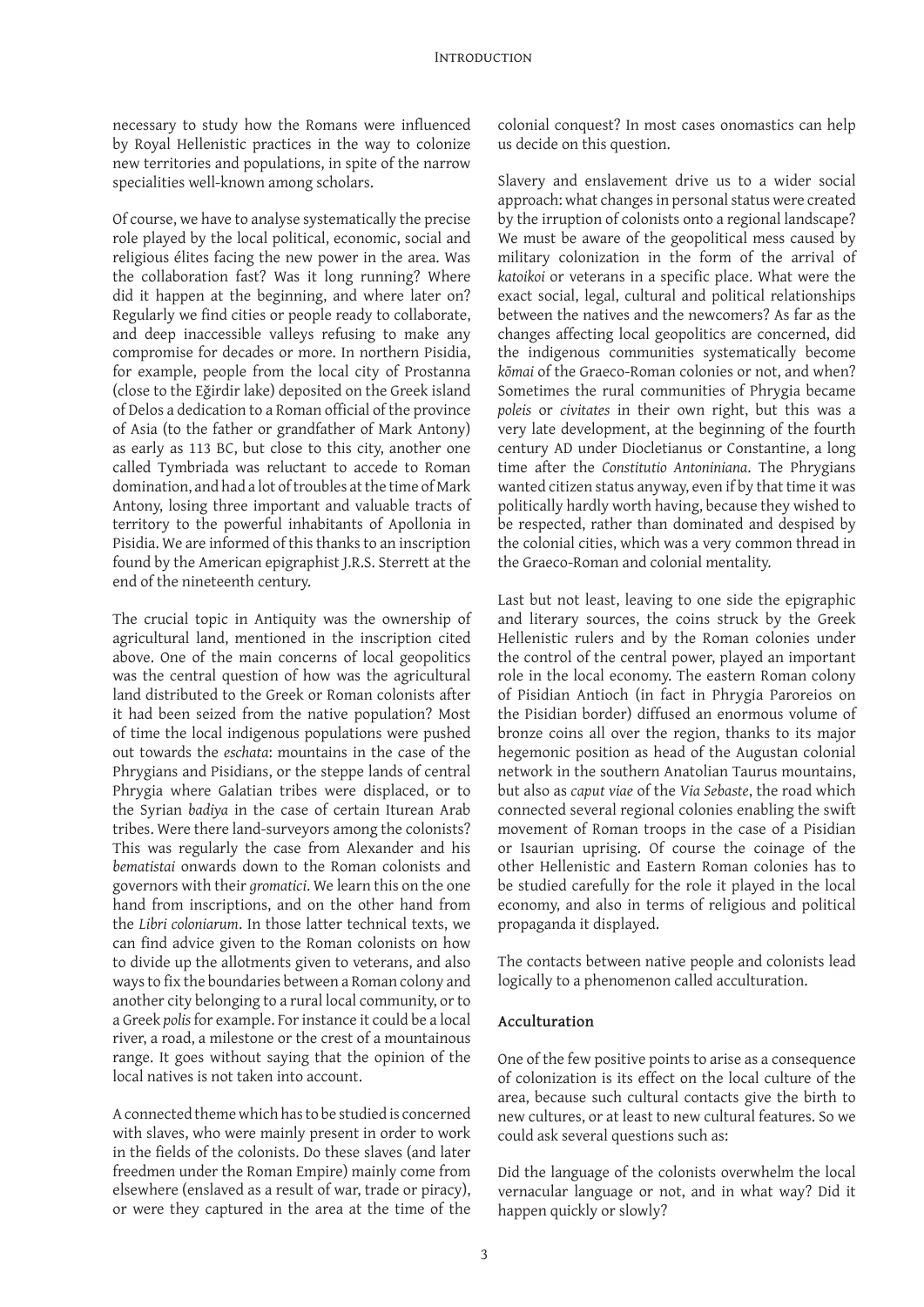necessary to study how the Romans were influenced by Royal Hellenistic practices in the way to colonize new territories and populations, in spite of the narrow specialities well-known among scholars.

Of course, we have to analyse systematically the precise role played by the local political, economic, social and religious élites facing the new power in the area. Was the collaboration fast? Was it long running? Where did it happen at the beginning, and where later on? Regularly we find cities or people ready to collaborate, and deep inaccessible valleys refusing to make any compromise for decades or more. In northern Pisidia, for example, people from the local city of Prostanna (close to the Eğirdir lake) deposited on the Greek island of Delos a dedication to a Roman official of the province of Asia (to the father or grandfather of Mark Antony) as early as 113 BC, but close to this city, another one called Tymbriada was reluctant to accede to Roman domination, and had a lot of troubles at the time of Mark Antony, losing three important and valuable tracts of territory to the powerful inhabitants of Apollonia in Pisidia. We are informed of this thanks to an inscription found by the American epigraphist J.R.S. Sterrett at the end of the nineteenth century.

The crucial topic in Antiquity was the ownership of agricultural land, mentioned in the inscription cited above. One of the main concerns of local geopolitics was the central question of how was the agricultural land distributed to the Greek or Roman colonists after it had been seized from the native population? Most of time the local indigenous populations were pushed out towards the *eschata*: mountains in the case of the Phrygians and Pisidians, or the steppe lands of central Phrygia where Galatian tribes were displaced, or to the Syrian *badiya* in the case of certain Iturean Arab tribes. Were there land-surveyors among the colonists? This was regularly the case from Alexander and his *bematistai* onwards down to the Roman colonists and governors with their *gromatici*. We learn this on the one hand from inscriptions, and on the other hand from the *Libri coloniarum*. In those latter technical texts, we can find advice given to the Roman colonists on how to divide up the allotments given to veterans, and also ways to fix the boundaries between a Roman colony and another city belonging to a rural local community, or to a Greek *polis* for example. For instance it could be a local river, a road, a milestone or the crest of a mountainous range. It goes without saying that the opinion of the local natives is not taken into account.

A connected theme which has to be studied is concerned with slaves, who were mainly present in order to work in the fields of the colonists. Do these slaves (and later freedmen under the Roman Empire) mainly come from elsewhere (enslaved as a result of war, trade or piracy), or were they captured in the area at the time of the colonial conquest? In most cases onomastics can help us decide on this question.

Slavery and enslavement drive us to a wider social approach: what changes in personal status were created by the irruption of colonists onto a regional landscape? We must be aware of the geopolitical mess caused by military colonization in the form of the arrival of *katoikoi* or veterans in a specific place. What were the exact social, legal, cultural and political relationships between the natives and the newcomers? As far as the changes affecting local geopolitics are concerned, did the indigenous communities systematically become *kōmai* of the Graeco-Roman colonies or not, and when? Sometimes the rural communities of Phrygia became *poleis* or *civitates* in their own right, but this was a very late development, at the beginning of the fourth century AD under Diocletianus or Constantine, a long time after the *Constitutio Antoniniana*. The Phrygians wanted citizen status anyway, even if by that time it was politically hardly worth having, because they wished to be respected, rather than dominated and despised by the colonial cities, which was a very common thread in the Graeco-Roman and colonial mentality.

Last but not least, leaving to one side the epigraphic and literary sources, the coins struck by the Greek Hellenistic rulers and by the Roman colonies under the control of the central power, played an important role in the local economy. The eastern Roman colony of Pisidian Antioch (in fact in Phrygia Paroreios on the Pisidian border) diffused an enormous volume of bronze coins all over the region, thanks to its major hegemonic position as head of the Augustan colonial network in the southern Anatolian Taurus mountains, but also as *caput viae* of the *Via Sebaste*, the road which connected several regional colonies enabling the swift movement of Roman troops in the case of a Pisidian or Isaurian uprising. Of course the coinage of the other Hellenistic and Eastern Roman colonies has to be studied carefully for the role it played in the local economy, and also in terms of religious and political propaganda it displayed.

The contacts between native people and colonists lead logically to a phenomenon called acculturation.

### Acculturation

One of the few positive points to arise as a consequence of colonization is its effect on the local culture of the area, because such cultural contacts give the birth to new cultures, or at least to new cultural features. So we could ask several questions such as:

Did the language of the colonists overwhelm the local vernacular language or not, and in what way? Did it happen quickly or slowly?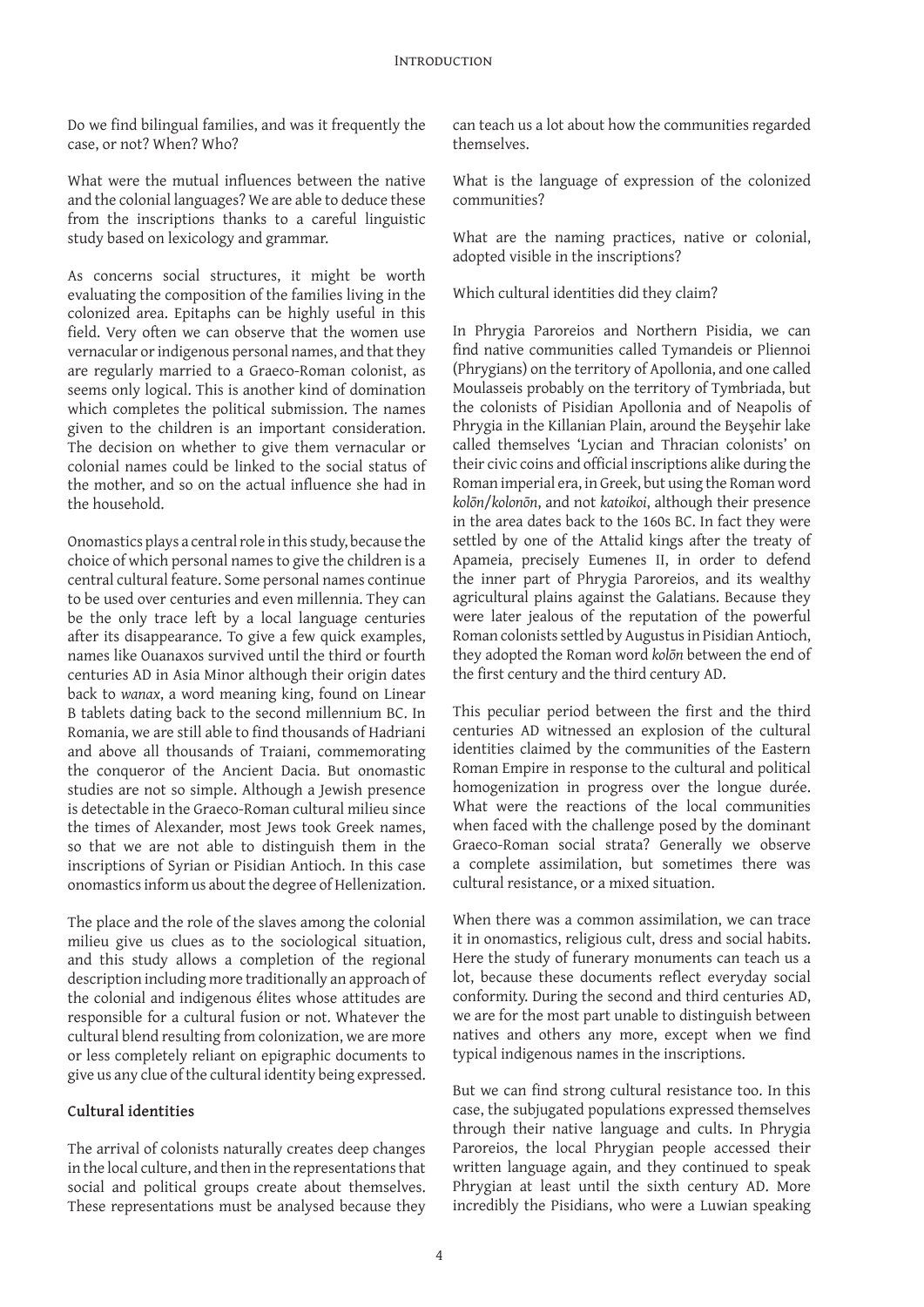Do we find bilingual families, and was it frequently the case, or not? When? Who?

What were the mutual influences between the native and the colonial languages? We are able to deduce these from the inscriptions thanks to a careful linguistic study based on lexicology and grammar.

As concerns social structures, it might be worth evaluating the composition of the families living in the colonized area. Epitaphs can be highly useful in this field. Very often we can observe that the women use vernacular or indigenous personal names, and that they are regularly married to a Graeco-Roman colonist, as seems only logical. This is another kind of domination which completes the political submission. The names given to the children is an important consideration. The decision on whether to give them vernacular or colonial names could be linked to the social status of the mother, and so on the actual influence she had in the household.

Onomastics plays a central role in this study, because the choice of which personal names to give the children is a central cultural feature. Some personal names continue to be used over centuries and even millennia. They can be the only trace left by a local language centuries after its disappearance. To give a few quick examples, names like Ouanaxos survived until the third or fourth centuries AD in Asia Minor although their origin dates back to *wanax*, a word meaning king, found on Linear B tablets dating back to the second millennium BC. In Romania, we are still able to find thousands of Hadriani and above all thousands of Traiani, commemorating the conqueror of the Ancient Dacia. But onomastic studies are not so simple. Although a Jewish presence is detectable in the Graeco-Roman cultural milieu since the times of Alexander, most Jews took Greek names, so that we are not able to distinguish them in the inscriptions of Syrian or Pisidian Antioch. In this case onomastics inform us about the degree of Hellenization.

The place and the role of the slaves among the colonial milieu give us clues as to the sociological situation, and this study allows a completion of the regional description including more traditionally an approach of the colonial and indigenous élites whose attitudes are responsible for a cultural fusion or not. Whatever the cultural blend resulting from colonization, we are more or less completely reliant on epigraphic documents to give us any clue of the cultural identity being expressed.

**Cultural identities**

The arrival of colonists naturally creates deep changes in the local culture, and then in the representations that social and political groups create about themselves. These representations must be analysed because they can teach us a lot about how the communities regarded themselves.

What is the language of expression of the colonized communities?

What are the naming practices, native or colonial, adopted visible in the inscriptions?

Which cultural identities did they claim?

In Phrygia Paroreios and Northern Pisidia, we can find native communities called Tymandeis or Pliennoi (Phrygians) on the territory of Apollonia, and one called Moulasseis probably on the territory of Tymbriada, but the colonists of Pisidian Apollonia and of Neapolis of Phrygia in the Killanian Plain, around the Beyşehir lake called themselves 'Lycian and Thracian colonists' on their civic coins and official inscriptions alike during the Roman imperial era, in Greek, but using the Roman word *kolōn*/*kolonōn*, and not *katoikoi*, although their presence in the area dates back to the 160s BC. In fact they were settled by one of the Attalid kings after the treaty of Apameia, precisely Eumenes II, in order to defend the inner part of Phrygia Paroreios, and its wealthy agricultural plains against the Galatians. Because they were later jealous of the reputation of the powerful Roman colonists settled by Augustus in Pisidian Antioch, they adopted the Roman word *kolōn* between the end of the first century and the third century AD.

This peculiar period between the first and the third centuries AD witnessed an explosion of the cultural identities claimed by the communities of the Eastern Roman Empire in response to the cultural and political homogenization in progress over the longue durée. What were the reactions of the local communities when faced with the challenge posed by the dominant Graeco-Roman social strata? Generally we observe a complete assimilation, but sometimes there was cultural resistance, or a mixed situation.

When there was a common assimilation, we can trace it in onomastics, religious cult, dress and social habits. Here the study of funerary monuments can teach us a lot, because these documents reflect everyday social conformity. During the second and third centuries AD, we are for the most part unable to distinguish between natives and others any more, except when we find typical indigenous names in the inscriptions.

But we can find strong cultural resistance too. In this case, the subjugated populations expressed themselves through their native language and cults. In Phrygia Paroreios, the local Phrygian people accessed their written language again, and they continued to speak Phrygian at least until the sixth century AD. More incredibly the Pisidians, who were a Luwian speaking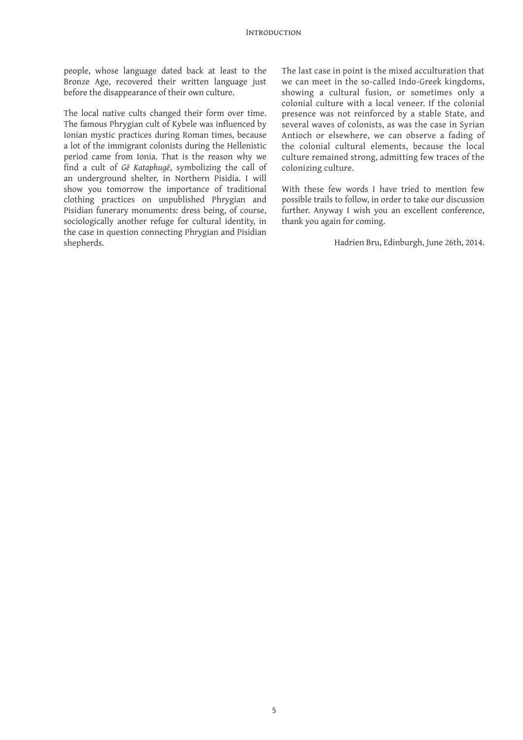people, whose language dated back at least to the Bronze Age, recovered their written language just before the disappearance of their own culture.

The local native cults changed their form over time. The famous Phrygian cult of Kybele was influenced by Ionian mystic practices during Roman times, because a lot of the immigrant colonists during the Hellenistic period came from Ionia. That is the reason why we find a cult of *Gē Kataphugē*, symbolizing the call of an underground shelter, in Northern Pisidia. I will show you tomorrow the importance of traditional clothing practices on unpublished Phrygian and Pisidian funerary monuments: dress being, of course, sociologically another refuge for cultural identity, in the case in question connecting Phrygian and Pisidian shepherds.

The last case in point is the mixed acculturation that we can meet in the so-called Indo-Greek kingdoms, showing a cultural fusion, or sometimes only a colonial culture with a local veneer. If the colonial presence was not reinforced by a stable State, and several waves of colonists, as was the case in Syrian Antioch or elsewhere, we can observe a fading of the colonial cultural elements, because the local culture remained strong, admitting few traces of the colonizing culture.

With these few words I have tried to mention few possible trails to follow, in order to take our discussion further. Anyway I wish you an excellent conference, thank you again for coming.

Hadrien Bru, Edinburgh, June 26th, 2014.